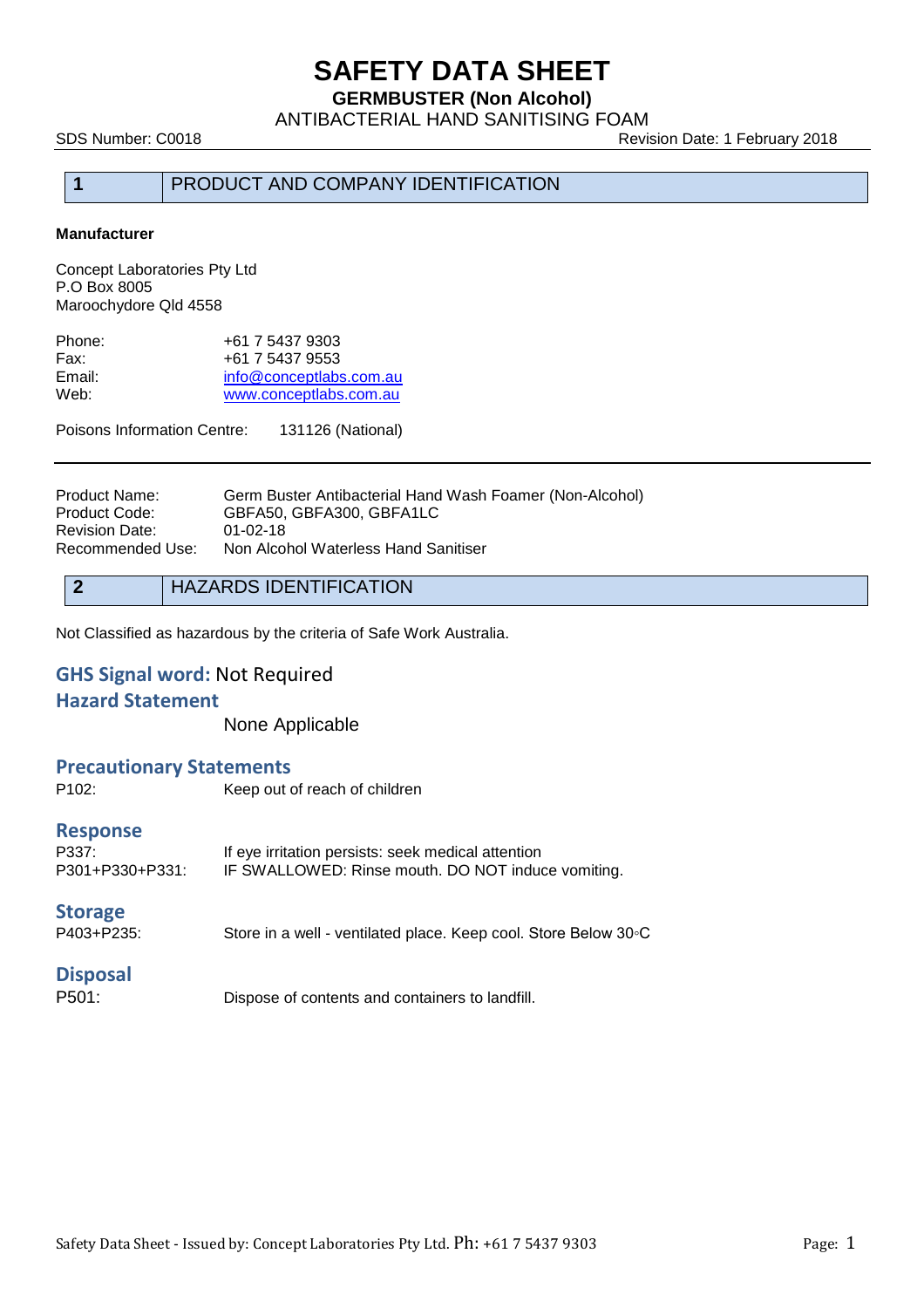# SAFETY DATA SHEET

**GERMBUSTER (Non Alcohol)**

ANTIBACTERIAL HAND SANITISING FOAM

SDS Number: C0018 Revision Date: 1 February 2018

## 1 PRODUCT AND COMPANY IDENTIFICATION

**Manufacturer**

Concept Laboratories Pty Ltd
P.O Box 8005
Maroochydore Qld 4558

| | |
|---|---|
| Phone: | +61 7 5437 9303 |
| Fax: | +61 7 5437 9553 |
| Email: | info@conceptlabs.com.au |
| Web: | www.conceptlabs.com.au |

Poisons Information Centre: 131126 (National)

| | |
|---|---|
| Product Name: | Germ Buster Antibacterial Hand Wash Foamer (Non-Alcohol) |
| Product Code: | GBFA50, GBFA300, GBFA1LC |
| Revision Date: | 01-02-18 |
| Recommended Use: | Non Alcohol Waterless Hand Sanitiser |

## 2 HAZARDS IDENTIFICATION

Not Classified as hazardous by the criteria of Safe Work Australia.

### GHS Signal word: Not Required

### Hazard Statement

None Applicable

### Precautionary Statements

P102: Keep out of reach of children

### Response

P337: If eye irritation persists: seek medical attention
P301+P330+P331: IF SWALLOWED: Rinse mouth. DO NOT induce vomiting.

### Storage

P403+P235: Store in a well - ventilated place. Keep cool. Store Below 30◦C

### Disposal

P501: Dispose of contents and containers to landfill.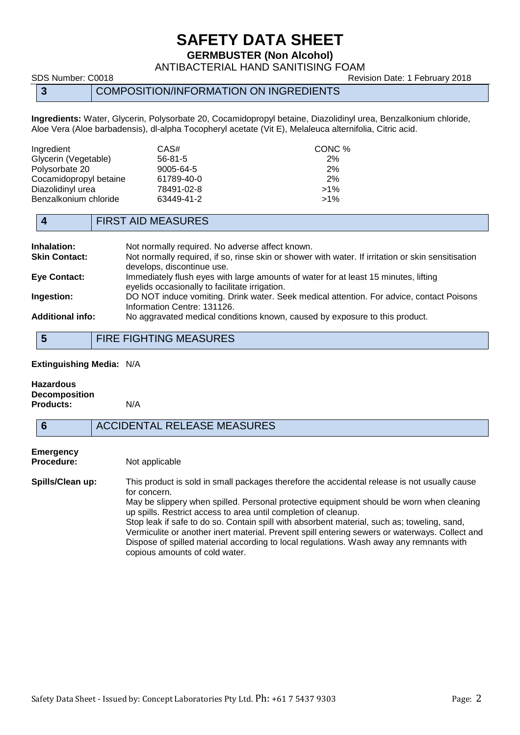## 3 COMPOSITION/INFORMATION ON INGREDIENTS

**Ingredients:** Water, Glycerin, Polysorbate 20, Cocamidopropyl betaine, Diazolidinyl urea, Benzalkonium chloride, Aloe Vera (Aloe barbadensis), dl-alpha Tocopheryl acetate (Vit E), Melaleuca alternifolia, Citric acid.

| Ingredient | CAS# | CONC % |
|---|---|---|
| Glycerin (Vegetable) | 56-81-5 | 2% |
| Polysorbate 20 | 9005-64-5 | 2% |
| Cocamidopropyl betaine | 61789-40-0 | 2% |
| Diazolidinyl urea | 78491-02-8 | >1% |
| Benzalkonium chloride | 63449-41-2 | >1% |

## 4 FIRST AID MEASURES

**Inhalation:** Not normally required. No adverse affect known.

**Skin Contact:** Not normally required, if so, rinse skin or shower with water. If irritation or skin sensitisation develops, discontinue use.

**Eye Contact:** Immediately flush eyes with large amounts of water for at least 15 minutes, lifting eyelids occasionally to facilitate irrigation.

**Ingestion:** DO NOT induce vomiting. Drink water. Seek medical attention. For advice, contact Poisons Information Centre: 131126.

**Additional info:** No aggravated medical conditions known, caused by exposure to this product.

## 5 FIRE FIGHTING MEASURES

**Extinguishing Media:** N/A

**Hazardous Decomposition Products:** N/A

## 6 ACCIDENTAL RELEASE MEASURES

**Emergency Procedure:** Not applicable

**Spills/Clean up:** This product is sold in small packages therefore the accidental release is not usually cause for concern.
May be slippery when spilled. Personal protective equipment should be worn when cleaning up spills. Restrict access to area until completion of cleanup.
Stop leak if safe to do so. Contain spill with absorbent material, such as; toweling, sand, Vermiculite or another inert material. Prevent spill entering sewers or waterways. Collect and Dispose of spilled material according to local regulations. Wash away any remnants with copious amounts of cold water.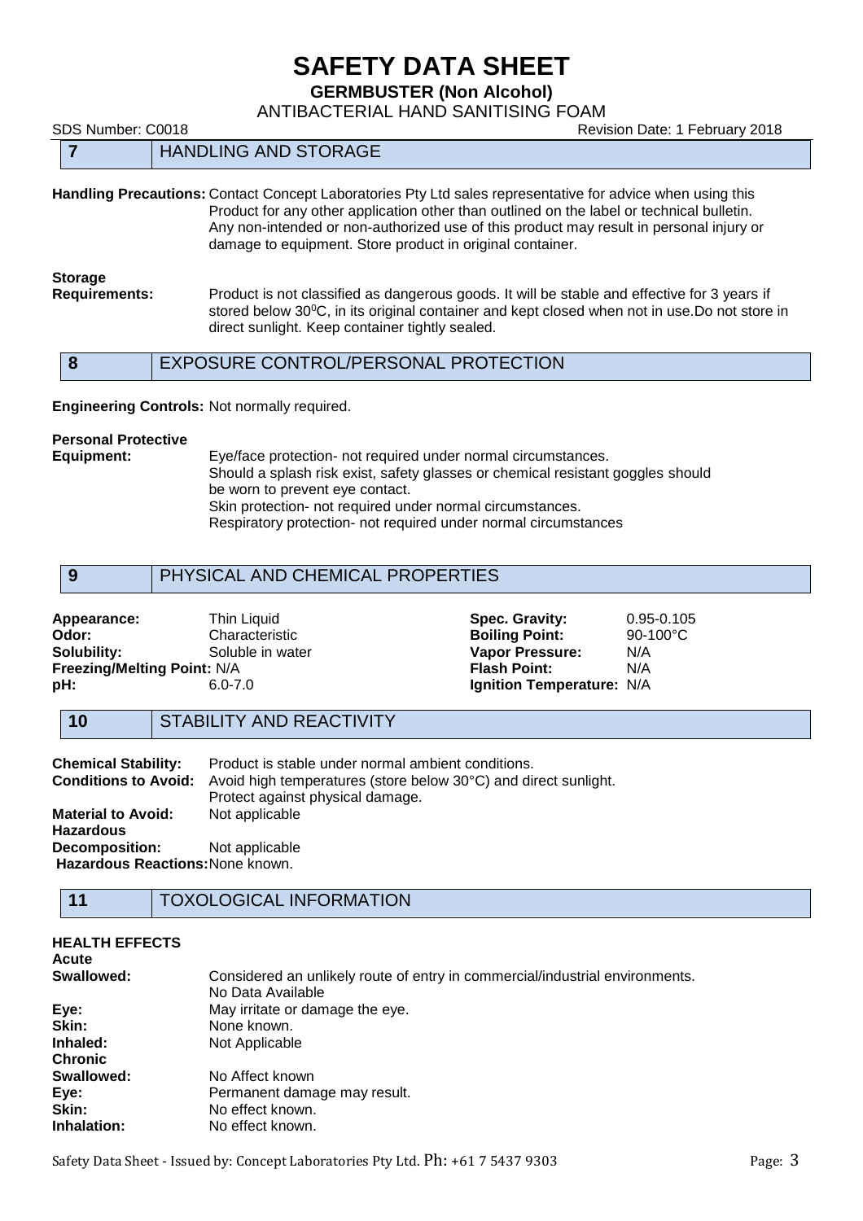# SAFETY DATA SHEET

**GERMBUSTER (Non Alcohol)**

ANTIBACTERIAL HAND SANITISING FOAM

SDS Number: C0018 Revision Date: 1 February 2018

## 7 HANDLING AND STORAGE

**Handling Precautions:** Contact Concept Laboratories Pty Ltd sales representative for advice when using this Product for any other application other than outlined on the label or technical bulletin. Any non-intended or non-authorized use of this product may result in personal injury or damage to equipment. Store product in original container.

**Storage Requirements:** Product is not classified as dangerous goods. It will be stable and effective for 3 years if stored below $30^0$C, in its original container and kept closed when not in use.Do not store in direct sunlight. Keep container tightly sealed.

## 8 EXPOSURE CONTROL/PERSONAL PROTECTION

**Engineering Controls:** Not normally required.

**Personal Protective Equipment:** Eye/face protection- not required under normal circumstances.
Should a splash risk exist, safety glasses or chemical resistant goggles should be worn to prevent eye contact.
Skin protection- not required under normal circumstances.
Respiratory protection- not required under normal circumstances

## 9 PHYSICAL AND CHEMICAL PROPERTIES

| | | | |
|---|---|---|---|
| **Appearance:** | Thin Liquid | **Spec. Gravity:** | 0.95-0.105 |
| **Odor:** | Characteristic | **Boiling Point:** | 90-100°C |
| **Solubility:** | Soluble in water | **Vapor Pressure:** | N/A |
| **Freezing/Melting Point:** | N/A | **Flash Point:** | N/A |
| **pH:** | 6.0-7.0 | **Ignition Temperature:** | N/A |

## 10 STABILITY AND REACTIVITY

**Chemical Stability:** Product is stable under normal ambient conditions.
**Conditions to Avoid:** Avoid high temperatures (store below 30°C) and direct sunlight. Protect against physical damage.
**Material to Avoid:** Not applicable
**Hazardous Decomposition:** Not applicable
**Hazardous Reactions:** None known.

## 11 TOXOLOGICAL INFORMATION

**HEALTH EFFECTS**

**Acute**

**Swallowed:** Considered an unlikely route of entry in commercial/industrial environments. No Data Available
**Eye:** May irritate or damage the eye.
**Skin:** None known.
**Inhaled:** Not Applicable

**Chronic**

**Swallowed:** No Affect known
**Eye:** Permanent damage may result.
**Skin:** No effect known.
**Inhalation:** No effect known.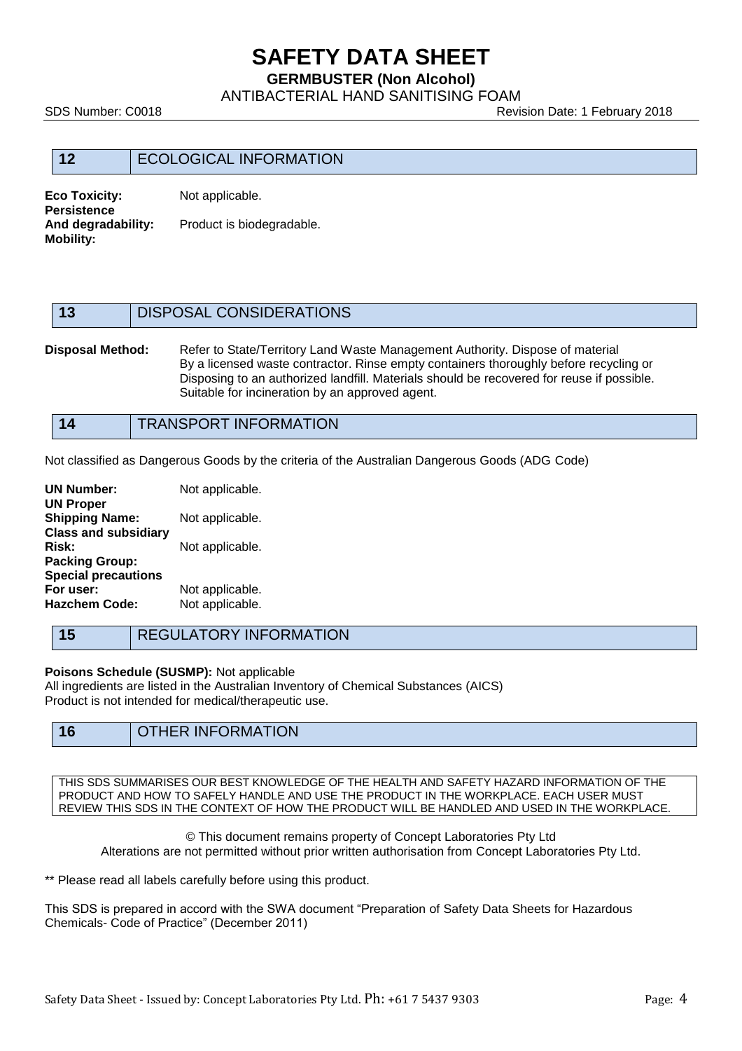## 12 ECOLOGICAL INFORMATION

**Eco Toxicity:** Not applicable.
**Persistence And degradability:** Product is biodegradable.
**Mobility:**

## 13 DISPOSAL CONSIDERATIONS

**Disposal Method:** Refer to State/Territory Land Waste Management Authority. Dispose of material By a licensed waste contractor. Rinse empty containers thoroughly before recycling or Disposing to an authorized landfill. Materials should be recovered for reuse if possible. Suitable for incineration by an approved agent.

## 14 TRANSPORT INFORMATION

Not classified as Dangerous Goods by the criteria of the Australian Dangerous Goods (ADG Code)

**UN Number:** Not applicable.
**UN Proper Shipping Name:** Not applicable.
**Class and subsidiary Risk:** Not applicable.
**Packing Group:**
**Special precautions For user:** Not applicable.
**Hazchem Code:** Not applicable.

## 15 REGULATORY INFORMATION

**Poisons Schedule (SUSMP):** Not applicable
All ingredients are listed in the Australian Inventory of Chemical Substances (AICS)
Product is not intended for medical/therapeutic use.

## 16 OTHER INFORMATION

THIS SDS SUMMARISES OUR BEST KNOWLEDGE OF THE HEALTH AND SAFETY HAZARD INFORMATION OF THE PRODUCT AND HOW TO SAFELY HANDLE AND USE THE PRODUCT IN THE WORKPLACE. EACH USER MUST REVIEW THIS SDS IN THE CONTEXT OF HOW THE PRODUCT WILL BE HANDLED AND USED IN THE WORKPLACE.

© This document remains property of Concept Laboratories Pty Ltd
Alterations are not permitted without prior written authorisation from Concept Laboratories Pty Ltd.

** Please read all labels carefully before using this product.

This SDS is prepared in accord with the SWA document "Preparation of Safety Data Sheets for Hazardous Chemicals- Code of Practice" (December 2011)